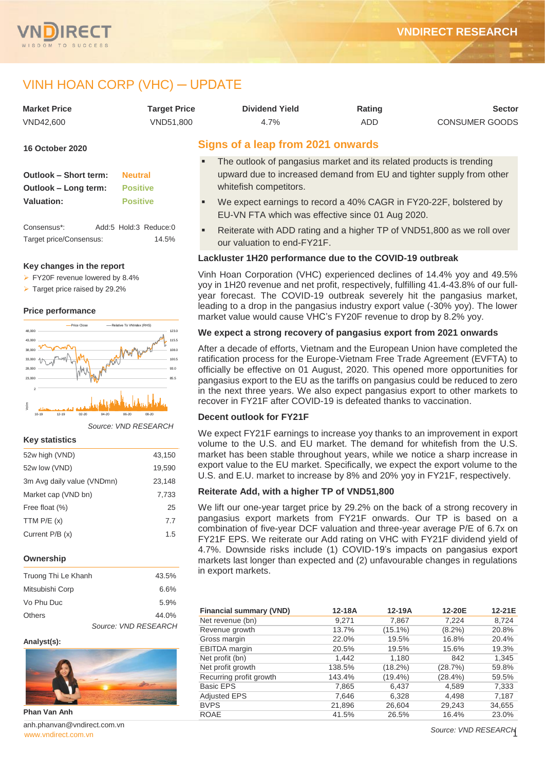# VINH HOAN CORP (VHC) – UPDATE

| Market Price | Target Price | Dividend Yield | Rating | Sector |
|---|---|---|---|---|
| VND42,600 | VND51,800 | 4.7% | ADD | CONSUMER GOODS |

**16 October 2020**

| | |
|---|---|
| **Outlook – Short term:** | Neutral |
| **Outlook – Long term:** | Positive |
| **Valuation:** | Positive |

| | |
|---|---|
| Consensus*: | Add:5 Hold:3 Reduce:0 |
| Target price/Consensus: | 14.5% |

**Key changes in the report**

- FY20F revenue lowered by 8.4%
- Target price raised by 29.2%

**Price performance**

Source: VND RESEARCH

**Key statistics**

| | |
|---|---|
| 52w high (VND) | 43,150 |
| 52w low (VND) | 19,590 |
| 3m Avg daily value (VNDmn) | 23,148 |
| Market cap (VND bn) | 7,733 |
| Free float (%) | 25 |
| TTM P/E (x) | 7.7 |
| Current P/B (x) | 1.5 |

**Ownership**

| | |
|---|---|
| Truong Thi Le Khanh | 43.5% |
| Mitsubishi Corp | 6.6% |
| Vo Phu Duc | 5.9% |
| Others | 44.0% |

*Source: VND RESEARCH*

**Analyst(s):**

**Phan Van Anh**

anh.phanvan@vndirect.com.vn

## Signs of a leap from 2021 onwards

- The outlook of pangasius market and its related products is trending upward due to increased demand from EU and tighter supply from other whitefish competitors.
- We expect earnings to record a 40% CAGR in FY20-22F, bolstered by EU-VN FTA which was effective since 01 Aug 2020.
- Reiterate with ADD rating and a higher TP of VND51,800 as we roll over our valuation to end-FY21F.

### Lackluster 1H20 performance due to the COVID-19 outbreak

Vinh Hoan Corporation (VHC) experienced declines of 14.4% yoy and 49.5% yoy in 1H20 revenue and net profit, respectively, fulfilling 41.4-43.8% of our full-year forecast. The COVID-19 outbreak severely hit the pangasius market, leading to a drop in the pangasius industry export value (-30% yoy). The lower market value would cause VHC's FY20F revenue to drop by 8.2% yoy.

### We expect a strong recovery of pangasius export from 2021 onwards

After a decade of efforts, Vietnam and the European Union have completed the ratification process for the Europe-Vietnam Free Trade Agreement (EVFTA) to officially be effective on 01 August, 2020. This opened more opportunities for pangasius export to the EU as the tariffs on pangasius could be reduced to zero in the next three years. We also expect pangasius export to other markets to recover in FY21F after COVID-19 is defeated thanks to vaccination.

### Decent outlook for FY21F

We expect FY21F earnings to increase yoy thanks to an improvement in export volume to the U.S. and EU market. The demand for whitefish from the U.S. market has been stable throughout years, while we notice a sharp increase in export value to the EU market. Specifically, we expect the export volume to the U.S. and E.U. market to increase by 8% and 20% yoy in FY21F, respectively.

### Reiterate Add, with a higher TP of VND51,800

We lift our one-year target price by 29.2% on the back of a strong recovery in pangasius export markets from FY21F onwards. Our TP is based on a combination of five-year DCF valuation and three-year average P/E of 6.7x on FY21F EPS. We reiterate our Add rating on VHC with FY21F dividend yield of 4.7%. Downside risks include (1) COVID-19's impacts on pangasius export markets last longer than expected and (2) unfavourable changes in regulations in export markets.

| Financial summary (VND) | 12-18A | 12-19A | 12-20E | 12-21E |
|---|---|---|---|---|
| Net revenue (bn) | 9,271 | 7,867 | 7,224 | 8,724 |
| Revenue growth | 13.7% | (15.1%) | (8.2%) | 20.8% |
| Gross margin | 22.0% | 19.5% | 16.8% | 20.4% |
| EBITDA margin | 20.5% | 19.5% | 15.6% | 19.3% |
| Net profit (bn) | 1,442 | 1,180 | 842 | 1,345 |
| Net profit growth | 138.5% | (18.2%) | (28.7%) | 59.8% |
| Recurring profit growth | 143.4% | (19.4%) | (28.4%) | 59.5% |
| Basic EPS | 7,865 | 6,437 | 4,589 | 7,333 |
| Adjusted EPS | 7,646 | 6,328 | 4,498 | 7,187 |
| BVPS | 21,896 | 26,604 | 29,243 | 34,655 |
| ROAE | 41.5% | 26.5% | 16.4% | 23.0% |

*Source: VND RESEARCH*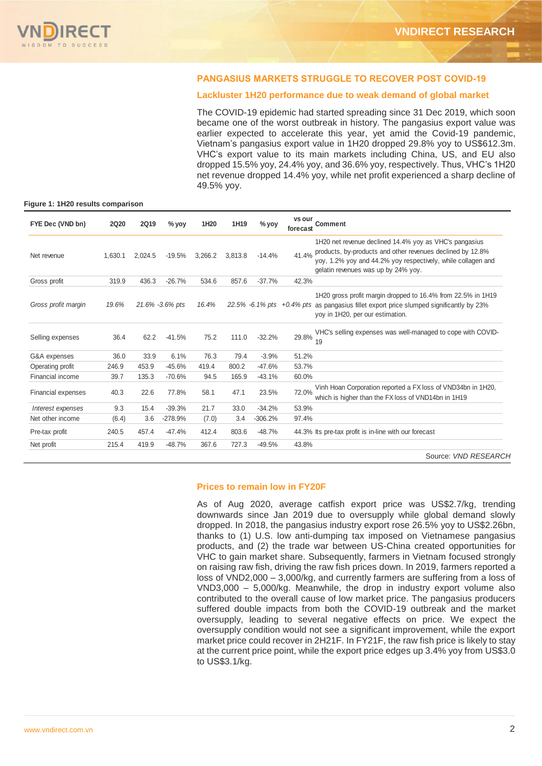## PANGASIUS MARKETS STRUGGLE TO RECOVER POST COVID-19

### Lackluster 1H20 performance due to weak demand of global market

The COVID-19 epidemic had started spreading since 31 Dec 2019, which soon became one of the worst outbreak in history. The pangasius export value was earlier expected to accelerate this year, yet amid the Covid-19 pandemic, Vietnam's pangasius export value in 1H20 dropped 29.8% yoy to US$612.3m. VHC's export value to its main markets including China, US, and EU also dropped 15.5% yoy, 24.4% yoy, and 36.6% yoy, respectively. Thus, VHC's 1H20 net revenue dropped 14.4% yoy, while net profit experienced a sharp decline of 49.5% yoy.

**Figure 1: 1H20 results comparison**

| FYE Dec (VND bn) | 2Q20 | 2Q19 | % yoy | 1H20 | 1H19 | % yoy | vs our forecast | Comment |
|---|---|---|---|---|---|---|---|---|
| Net revenue | 1,630.1 | 2,024.5 | -19.5% | 3,266.2 | 3,813.8 | -14.4% | 41.4% | 1H20 net revenue declined 14.4% yoy as VHC's pangasius products, by-products and other revenues declined by 12.8% yoy, 1.2% yoy and 44.2% yoy respectively, while collagen and gelatin revenues was up by 24% yoy. |
| Gross profit | 319.9 | 436.3 | -26.7% | 534.6 | 857.6 | -37.7% | 42.3% | |
| *Gross profit margin* | *19.6%* | *21.6%* | *-3.6% pts* | *16.4%* | *22.5%* | *-6.1% pts* | *+0.4% pts* | 1H20 gross profit margin dropped to 16.4% from 22.5% in 1H19 as pangasius fillet export price slumped significantly by 23% yoy in 1H20, per our estimation. |
| Selling expenses | 36.4 | 62.2 | -41.5% | 75.2 | 111.0 | -32.2% | 29.8% | VHC's selling expenses was well-managed to cope with COVID-19 |
| G&A expenses | 36.0 | 33.9 | 6.1% | 76.3 | 79.4 | -3.9% | 51.2% | |
| Operating profit | 246.9 | 453.9 | -45.6% | 419.4 | 800.2 | -47.6% | 53.7% | |
| Financial income | 39.7 | 135.3 | -70.6% | 94.5 | 165.9 | -43.1% | 60.0% | |
| Financial expenses | 40.3 | 22.6 | 77.8% | 58.1 | 47.1 | 23.5% | 72.0% | Vinh Hoan Corporation reported a FX loss of VND34bn in 1H20, which is higher than the FX loss of VND14bn in 1H19 |
| *Interest expenses* | 9.3 | 15.4 | -39.3% | 21.7 | 33.0 | -34.2% | 53.9% | |
| Net other income | (6.4) | 3.6 | -278.9% | (7.0) | 3.4 | -306.2% | 97.4% | |
| Pre-tax profit | 240.5 | 457.4 | -47.4% | 412.4 | 803.6 | -48.7% | 44.3% | Its pre-tax profit is in-line with our forecast |
| Net profit | 215.4 | 419.9 | -48.7% | 367.6 | 727.3 | -49.5% | 43.8% | |

Source: *VND RESEARCH*

### Prices to remain low in FY20F

As of Aug 2020, average catfish export price was US$2.7/kg, trending downwards since Jan 2019 due to oversupply while global demand slowly dropped. In 2018, the pangasius industry export rose 26.5% yoy to US$2.26bn, thanks to (1) U.S. low anti-dumping tax imposed on Vietnamese pangasius products, and (2) the trade war between US-China created opportunities for VHC to gain market share. Subsequently, farmers in Vietnam focused strongly on raising raw fish, driving the raw fish prices down. In 2019, farmers reported a loss of VND2,000 – 3,000/kg, and currently farmers are suffering from a loss of VND3,000 – 5,000/kg. Meanwhile, the drop in industry export volume also contributed to the overall cause of low market price. The pangasius producers suffered double impacts from both the COVID-19 outbreak and the market oversupply, leading to several negative effects on price. We expect the oversupply condition would not see a significant improvement, while the export market price could recover in 2H21F. In FY21F, the raw fish price is likely to stay at the current price point, while the export price edges up 3.4% yoy from US$3.0 to US$3.1/kg.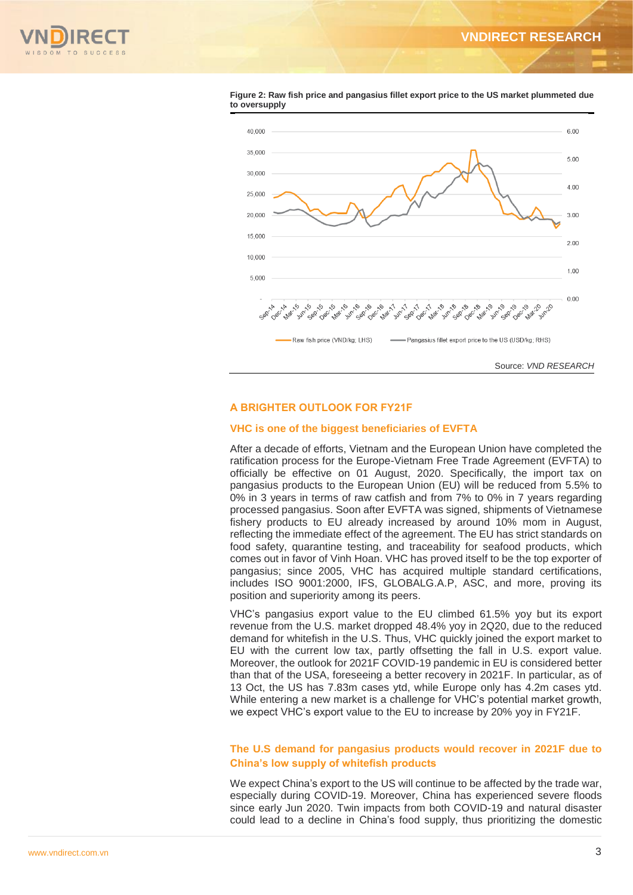**Figure 2: Raw fish price and pangasius fillet export price to the US market plummeted due to oversupply**

Raw fish price (VND/kg; LHS) — Pangasius fillet export price to the US (USD/kg; RHS)

Source: *VND RESEARCH*

## A BRIGHTER OUTLOOK FOR FY21F

### VHC is one of the biggest beneficiaries of EVFTA

After a decade of efforts, Vietnam and the European Union have completed the ratification process for the Europe-Vietnam Free Trade Agreement (EVFTA) to officially be effective on 01 August, 2020. Specifically, the import tax on pangasius products to the European Union (EU) will be reduced from 5.5% to 0% in 3 years in terms of raw catfish and from 7% to 0% in 7 years regarding processed pangasius. Soon after EVFTA was signed, shipments of Vietnamese fishery products to EU already increased by around 10% mom in August, reflecting the immediate effect of the agreement. The EU has strict standards on food safety, quarantine testing, and traceability for seafood products, which comes out in favor of Vinh Hoan. VHC has proved itself to be the top exporter of pangasius; since 2005, VHC has acquired multiple standard certifications, includes ISO 9001:2000, IFS, GLOBALG.A.P, ASC, and more, proving its position and superiority among its peers.

VHC's pangasius export value to the EU climbed 61.5% yoy but its export revenue from the U.S. market dropped 48.4% yoy in 2Q20, due to the reduced demand for whitefish in the U.S. Thus, VHC quickly joined the export market to EU with the current low tax, partly offsetting the fall in U.S. export value. Moreover, the outlook for 2021F COVID-19 pandemic in EU is considered better than that of the USA, foreseeing a better recovery in 2021F. In particular, as of 13 Oct, the US has 7.83m cases ytd, while Europe only has 4.2m cases ytd. While entering a new market is a challenge for VHC's potential market growth, we expect VHC's export value to the EU to increase by 20% yoy in FY21F.

### The U.S demand for pangasius products would recover in 2021F due to China's low supply of whitefish products

We expect China's export to the US will continue to be affected by the trade war, especially during COVID-19. Moreover, China has experienced severe floods since early Jun 2020. Twin impacts from both COVID-19 and natural disaster could lead to a decline in China's food supply, thus prioritizing the domestic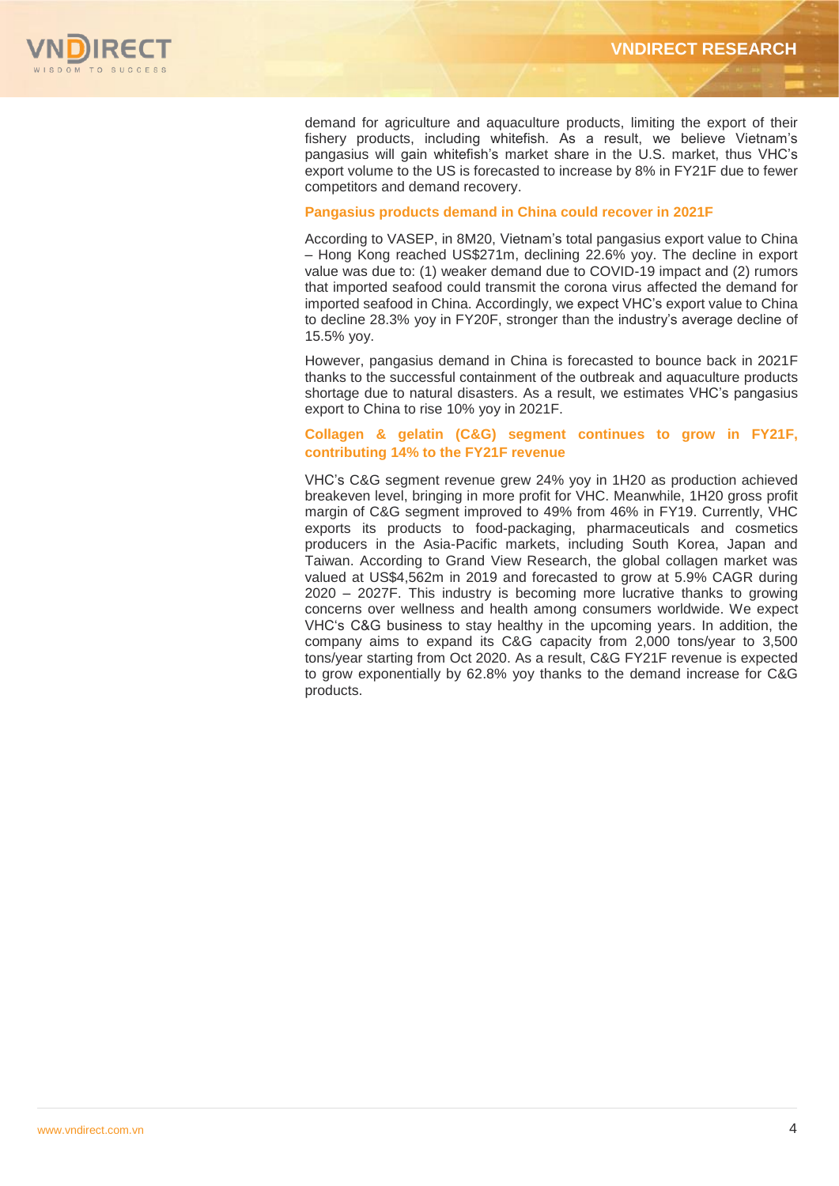demand for agriculture and aquaculture products, limiting the export of their fishery products, including whitefish. As a result, we believe Vietnam's pangasius will gain whitefish's market share in the U.S. market, thus VHC's export volume to the US is forecasted to increase by 8% in FY21F due to fewer competitors and demand recovery.

### Pangasius products demand in China could recover in 2021F

According to VASEP, in 8M20, Vietnam's total pangasius export value to China – Hong Kong reached US$271m, declining 22.6% yoy. The decline in export value was due to: (1) weaker demand due to COVID-19 impact and (2) rumors that imported seafood could transmit the corona virus affected the demand for imported seafood in China. Accordingly, we expect VHC's export value to China to decline 28.3% yoy in FY20F, stronger than the industry's average decline of 15.5% yoy.

However, pangasius demand in China is forecasted to bounce back in 2021F thanks to the successful containment of the outbreak and aquaculture products shortage due to natural disasters. As a result, we estimates VHC's pangasius export to China to rise 10% yoy in 2021F.

### Collagen & gelatin (C&G) segment continues to grow in FY21F, contributing 14% to the FY21F revenue

VHC's C&G segment revenue grew 24% yoy in 1H20 as production achieved breakeven level, bringing in more profit for VHC. Meanwhile, 1H20 gross profit margin of C&G segment improved to 49% from 46% in FY19. Currently, VHC exports its products to food-packaging, pharmaceuticals and cosmetics producers in the Asia-Pacific markets, including South Korea, Japan and Taiwan. According to Grand View Research, the global collagen market was valued at US$4,562m in 2019 and forecasted to grow at 5.9% CAGR during 2020 – 2027F. This industry is becoming more lucrative thanks to growing concerns over wellness and health among consumers worldwide. We expect VHC's C&G business to stay healthy in the upcoming years. In addition, the company aims to expand its C&G capacity from 2,000 tons/year to 3,500 tons/year starting from Oct 2020. As a result, C&G FY21F revenue is expected to grow exponentially by 62.8% yoy thanks to the demand increase for C&G products.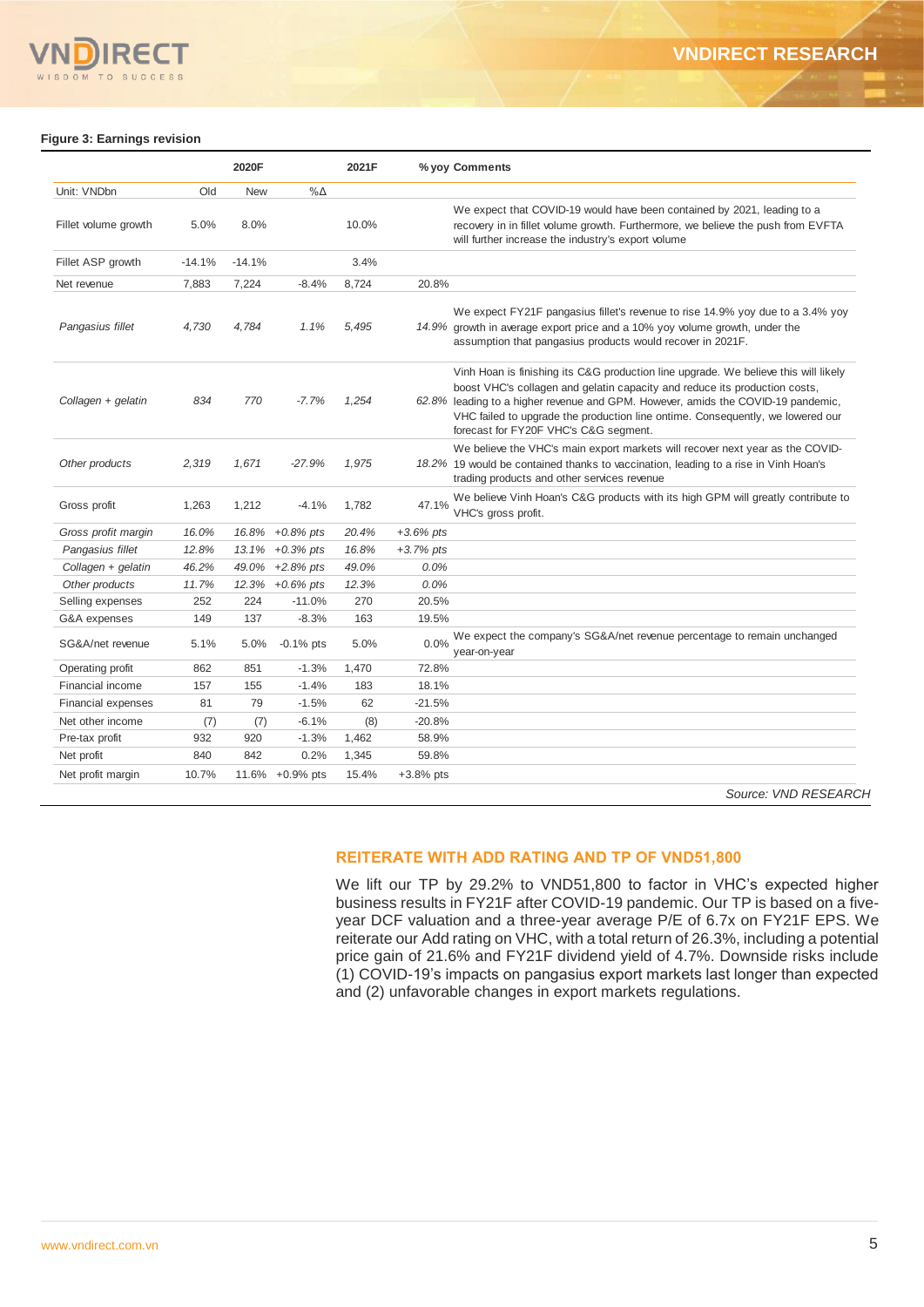**Figure 3: Earnings revision**

| | 2020F | | | 2021F | % yoy | Comments |
|---|---|---|---|---|---|---|
| Unit: VNDbn | Old | New | %Δ | | | |
| Fillet volume growth | 5.0% | 8.0% | | 10.0% | | We expect that COVID-19 would have been contained by 2021, leading to a recovery in in fillet volume growth. Furthermore, we believe the push from EVFTA will further increase the industry's export volume |
| Fillet ASP growth | -14.1% | -14.1% | | 3.4% | | |
| Net revenue | 7,883 | 7,224 | -8.4% | 8,724 | 20.8% | |
| *Pangasius fillet* | *4,730* | *4,784* | *1.1%* | *5,495* | *14.9%* | We expect FY21F pangasius fillet's revenue to rise 14.9% yoy due to a 3.4% yoy growth in average export price and a 10% yoy volume growth, under the assumption that pangasius products would recover in 2021F. |
| *Collagen + gelatin* | *834* | *770* | *-7.7%* | *1,254* | *62.8%* | Vinh Hoan is finishing its C&G production line upgrade. We believe this will likely boost VHC's collagen and gelatin capacity and reduce its production costs, leading to a higher revenue and GPM. However, amids the COVID-19 pandemic, VHC failed to upgrade the production line ontime. Consequently, we lowered our forecast for FY20F VHC's C&G segment. |
| *Other products* | *2,319* | *1,671* | *-27.9%* | *1,975* | *18.2%* | We believe the VHC's main export markets will recover next year as the COVID-19 would be contained thanks to vaccination, leading to a rise in Vinh Hoan's trading products and other services revenue |
| Gross profit | 1,263 | 1,212 | -4.1% | 1,782 | 47.1% | We believe Vinh Hoan's C&G products with its high GPM will greatly contribute to VHC's gross profit. |
| *Gross profit margin* | *16.0%* | *16.8%* | *+0.8% pts* | *20.4%* | *+3.6% pts* | |
| *Pangasius fillet* | *12.8%* | *13.1%* | *+0.3% pts* | *16.8%* | *+3.7% pts* | |
| *Collagen + gelatin* | *46.2%* | *49.0%* | *+2.8% pts* | *49.0%* | *0.0%* | |
| *Other products* | *11.7%* | *12.3%* | *+0.6% pts* | *12.3%* | *0.0%* | |
| Selling expenses | 252 | 224 | -11.0% | 270 | 20.5% | |
| G&A expenses | 149 | 137 | -8.3% | 163 | 19.5% | |
| SG&A/net revenue | 5.1% | 5.0% | -0.1% pts | 5.0% | 0.0% | We expect the company's SG&A/net revenue percentage to remain unchanged year-on-year |
| Operating profit | 862 | 851 | -1.3% | 1,470 | 72.8% | |
| Financial income | 157 | 155 | -1.4% | 183 | 18.1% | |
| Financial expenses | 81 | 79 | -1.5% | 62 | -21.5% | |
| Net other income | (7) | (7) | -6.1% | (8) | -20.8% | |
| Pre-tax profit | 932 | 920 | -1.3% | 1,462 | 58.9% | |
| Net profit | 840 | 842 | 0.2% | 1,345 | 59.8% | |
| Net profit margin | 10.7% | 11.6% | +0.9% pts | 15.4% | +3.8% pts | |

*Source: VND RESEARCH*

## REITERATE WITH ADD RATING AND TP OF VND51,800

We lift our TP by 29.2% to VND51,800 to factor in VHC's expected higher business results in FY21F after COVID-19 pandemic. Our TP is based on a five-year DCF valuation and a three-year average P/E of 6.7x on FY21F EPS. We reiterate our Add rating on VHC, with a total return of 26.3%, including a potential price gain of 21.6% and FY21F dividend yield of 4.7%. Downside risks include (1) COVID-19's impacts on pangasius export markets last longer than expected and (2) unfavorable changes in export markets regulations.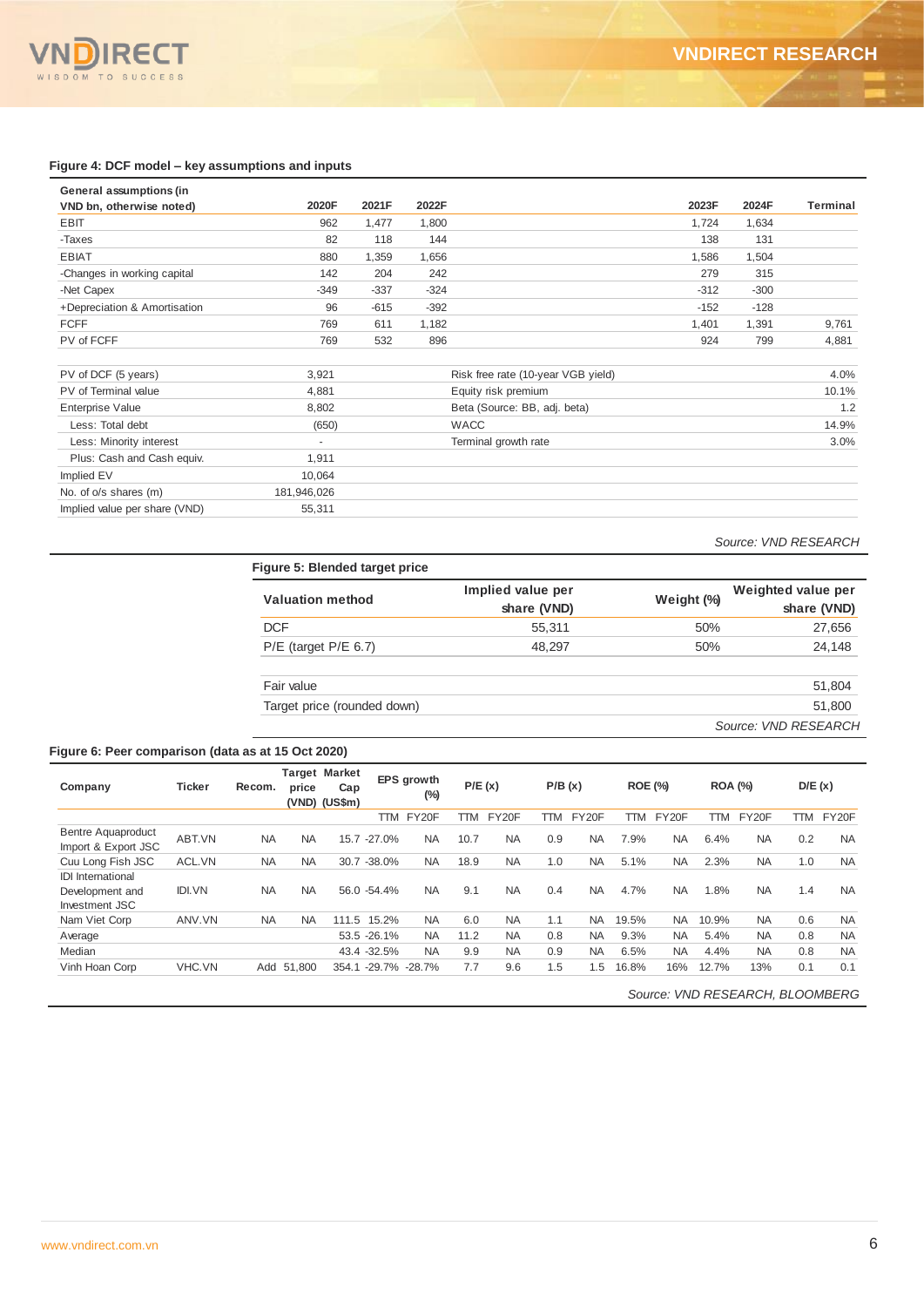**Figure 4: DCF model – key assumptions and inputs**

| General assumptions (in VND bn, otherwise noted) | 2020F | 2021F | 2022F | 2023F | 2024F | Terminal |
|---|---|---|---|---|---|---|
| EBIT | 962 | 1,477 | 1,800 | 1,724 | 1,634 | |
| -Taxes | 82 | 118 | 144 | 138 | 131 | |
| EBIAT | 880 | 1,359 | 1,656 | 1,586 | 1,504 | |
| -Changes in working capital | 142 | 204 | 242 | 279 | 315 | |
| -Net Capex | -349 | -337 | -324 | -312 | -300 | |
| +Depreciation & Amortisation | 96 | -615 | -392 | -152 | -128 | |
| FCFF | 769 | 611 | 1,182 | 1,401 | 1,391 | 9,761 |
| PV of FCFF | 769 | 532 | 896 | 924 | 799 | 4,881 |

| | | | |
|---|---|---|---|
| PV of DCF (5 years) | 3,921 | Risk free rate (10-year VGB yield) | 4.0% |
| PV of Terminal value | 4,881 | Equity risk premium | 10.1% |
| Enterprise Value | 8,802 | Beta (Source: BB, adj. beta) | 1.2 |
| Less: Total debt | (650) | WACC | 14.9% |
| Less: Minority interest | - | Terminal growth rate | 3.0% |
| Plus: Cash and Cash equiv. | 1,911 | | |
| Implied EV | 10,064 | | |
| No. of o/s shares (m) | 181,946,026 | | |
| Implied value per share (VND) | 55,311 | | |

*Source: VND RESEARCH*

**Figure 5: Blended target price**

| Valuation method | Implied value per share (VND) | Weight (%) | Weighted value per share (VND) |
|---|---|---|---|
| DCF | 55,311 | 50% | 27,656 |
| P/E (target P/E 6.7) | 48,297 | 50% | 24,148 |
| | | | |
| Fair value | | | 51,804 |
| Target price (rounded down) | | | 51,800 |

*Source: VND RESEARCH*

**Figure 6: Peer comparison (data as at 15 Oct 2020)**

| Company | Ticker | Recom. | Target price (VND) | Market Cap (US$m) | EPS growth (%) | | P/E (x) | | P/B (x) | | ROE (%) | | ROA (%) | | D/E (x) | |
|---|---|---|---|---|---|---|---|---|---|---|---|---|---|---|---|---|
| | | | | | TTM | FY20F | TTM | FY20F | TTM | FY20F | TTM | FY20F | TTM | FY20F | TTM | FY20F |
| Bentre Aquaproduct Import & Export JSC | ABT.VN | NA | NA | 15.7 | -27.0% | NA | 10.7 | NA | 0.9 | NA | 7.9% | NA | 6.4% | NA | 0.2 | NA |
| Cuu Long Fish JSC | ACL.VN | NA | NA | 30.7 | -38.0% | NA | 18.9 | NA | 1.0 | NA | 5.1% | NA | 2.3% | NA | 1.0 | NA |
| IDI International Development and Investment JSC | IDI.VN | NA | NA | 56.0 | -54.4% | NA | 9.1 | NA | 0.4 | NA | 4.7% | NA | 1.8% | NA | 1.4 | NA |
| Nam Viet Corp | ANV.VN | NA | NA | 111.5 | 15.2% | NA | 6.0 | NA | 1.1 | NA | 19.5% | NA | 10.9% | NA | 0.6 | NA |
| Average | | | | 53.5 | -26.1% | NA | 11.2 | NA | 0.8 | NA | 9.3% | NA | 5.4% | NA | 0.8 | NA |
| Median | | | | 43.4 | -32.5% | NA | 9.9 | NA | 0.9 | NA | 6.5% | NA | 4.4% | NA | 0.8 | NA |
| Vinh Hoan Corp | VHC.VN | Add | 51,800 | 354.1 | -29.7% | -28.7% | 7.7 | 9.6 | 1.5 | 1.5 | 16.8% | 16% | 12.7% | 13% | 0.1 | 0.1 |

*Source: VND RESEARCH, BLOOMBERG*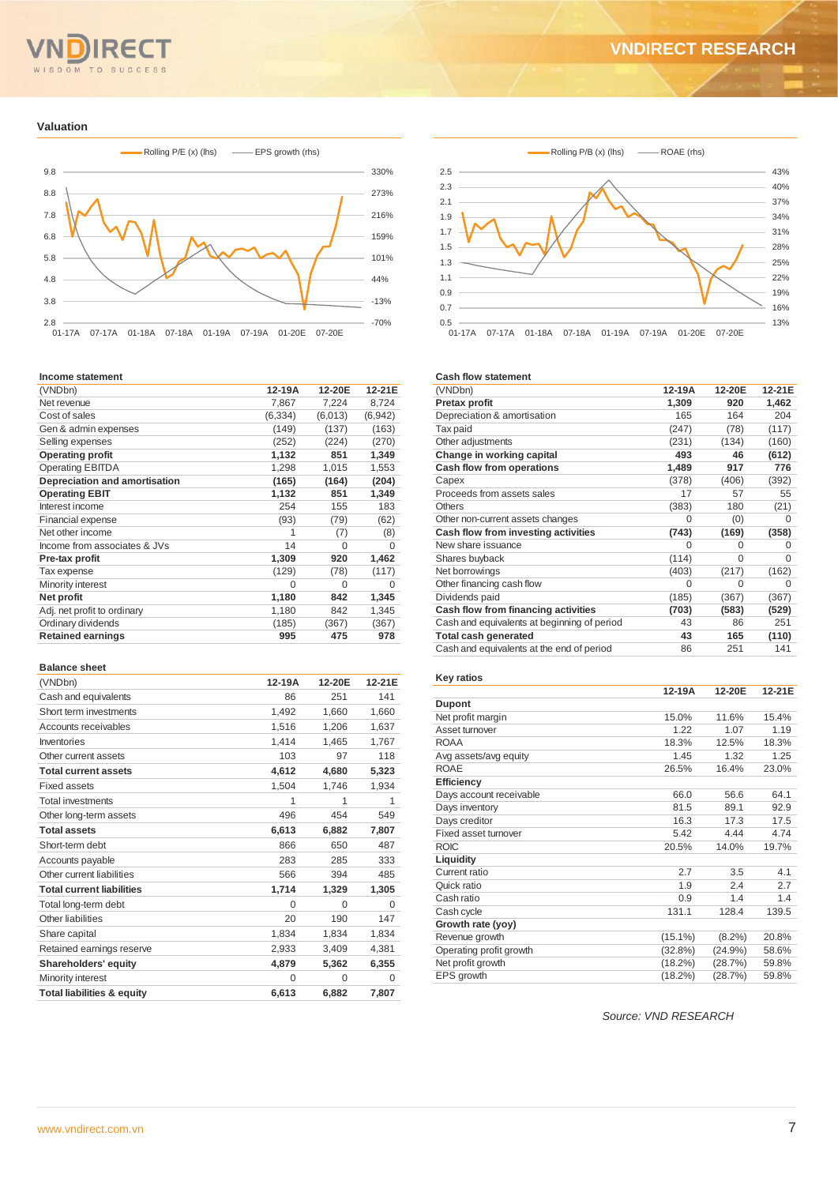## Valuation

Rolling P/E (x) (lhs) — EPS growth (rhs)

Rolling P/B (x) (lhs) — ROAE (rhs)

### Income statement

| (VNDbn) | 12-19A | 12-20E | 12-21E |
|---|---|---|---|
| Net revenue | 7,867 | 7,224 | 8,724 |
| Cost of sales | (6,334) | (6,013) | (6,942) |
| Gen & admin expenses | (149) | (137) | (163) |
| Selling expenses | (252) | (224) | (270) |
| **Operating profit** | **1,132** | **851** | **1,349** |
| Operating EBITDA | 1,298 | 1,015 | 1,553 |
| **Depreciation and amortisation** | **(165)** | **(164)** | **(204)** |
| **Operating EBIT** | **1,132** | **851** | **1,349** |
| Interest income | 254 | 155 | 183 |
| Financial expense | (93) | (79) | (62) |
| Net other income | 1 | (7) | (8) |
| Income from associates & JVs | 14 | 0 | 0 |
| **Pre-tax profit** | **1,309** | **920** | **1,462** |
| Tax expense | (129) | (78) | (117) |
| Minority interest | 0 | 0 | 0 |
| **Net profit** | **1,180** | **842** | **1,345** |
| Adj. net profit to ordinary | 1,180 | 842 | 1,345 |
| Ordinary dividends | (185) | (367) | (367) |
| **Retained earnings** | **995** | **475** | **978** |

### Balance sheet

| (VNDbn) | 12-19A | 12-20E | 12-21E |
|---|---|---|---|
| Cash and equivalents | 86 | 251 | 141 |
| Short term investments | 1,492 | 1,660 | 1,660 |
| Accounts receivables | 1,516 | 1,206 | 1,637 |
| Inventories | 1,414 | 1,465 | 1,767 |
| Other current assets | 103 | 97 | 118 |
| **Total current assets** | **4,612** | **4,680** | **5,323** |
| Fixed assets | 1,504 | 1,746 | 1,934 |
| Total investments | 1 | 1 | 1 |
| Other long-term assets | 496 | 454 | 549 |
| **Total assets** | **6,613** | **6,882** | **7,807** |
| Short-term debt | 866 | 650 | 487 |
| Accounts payable | 283 | 285 | 333 |
| Other current liabilities | 566 | 394 | 485 |
| **Total current liabilities** | **1,714** | **1,329** | **1,305** |
| Total long-term debt | 0 | 0 | 0 |
| Other liabilities | 20 | 190 | 147 |
| Share capital | 1,834 | 1,834 | 1,834 |
| Retained earnings reserve | 2,933 | 3,409 | 4,381 |
| **Shareholders' equity** | **4,879** | **5,362** | **6,355** |
| Minority interest | 0 | 0 | 0 |
| **Total liabilities & equity** | **6,613** | **6,882** | **7,807** |

### Cash flow statement

| (VNDbn) | 12-19A | 12-20E | 12-21E |
|---|---|---|---|
| **Pretax profit** | **1,309** | **920** | **1,462** |
| Depreciation & amortisation | 165 | 164 | 204 |
| Tax paid | (247) | (78) | (117) |
| Other adjustments | (231) | (134) | (160) |
| **Change in working capital** | **493** | **46** | **(612)** |
| **Cash flow from operations** | **1,489** | **917** | **776** |
| Capex | (378) | (406) | (392) |
| Proceeds from assets sales | 17 | 57 | 55 |
| Others | (383) | 180 | (21) |
| Other non-current assets changes | 0 | (0) | 0 |
| **Cash flow from investing activities** | **(743)** | **(169)** | **(358)** |
| New share issuance | 0 | 0 | 0 |
| Shares buyback | (114) | 0 | 0 |
| Net borrowings | (403) | (217) | (162) |
| Other financing cash flow | 0 | 0 | 0 |
| Dividends paid | (185) | (367) | (367) |
| **Cash flow from financing activities** | **(703)** | **(583)** | **(529)** |
| Cash and equivalents at beginning of period | 43 | 86 | 251 |
| **Total cash generated** | **43** | **165** | **(110)** |
| Cash and equivalents at the end of period | 86 | 251 | 141 |

### Key ratios

| | 12-19A | 12-20E | 12-21E |
|---|---|---|---|
| **Dupont** | | | |
| Net profit margin | 15.0% | 11.6% | 15.4% |
| Asset turnover | 1.22 | 1.07 | 1.19 |
| ROAA | 18.3% | 12.5% | 18.3% |
| Avg assets/avg equity | 1.45 | 1.32 | 1.25 |
| ROAE | 26.5% | 16.4% | 23.0% |
| **Efficiency** | | | |
| Days account receivable | 66.0 | 56.6 | 64.1 |
| Days inventory | 81.5 | 89.1 | 92.9 |
| Days creditor | 16.3 | 17.3 | 17.5 |
| Fixed asset turnover | 5.42 | 4.44 | 4.74 |
| ROIC | 20.5% | 14.0% | 19.7% |
| **Liquidity** | | | |
| Current ratio | 2.7 | 3.5 | 4.1 |
| Quick ratio | 1.9 | 2.4 | 2.7 |
| Cash ratio | 0.9 | 1.4 | 1.4 |
| Cash cycle | 131.1 | 128.4 | 139.5 |
| **Growth rate (yoy)** | | | |
| Revenue growth | (15.1%) | (8.2%) | 20.8% |
| Operating profit growth | (32.8%) | (24.9%) | 58.6% |
| Net profit growth | (18.2%) | (28.7%) | 59.8% |
| EPS growth | (18.2%) | (28.7%) | 59.8% |

*Source: VND RESEARCH*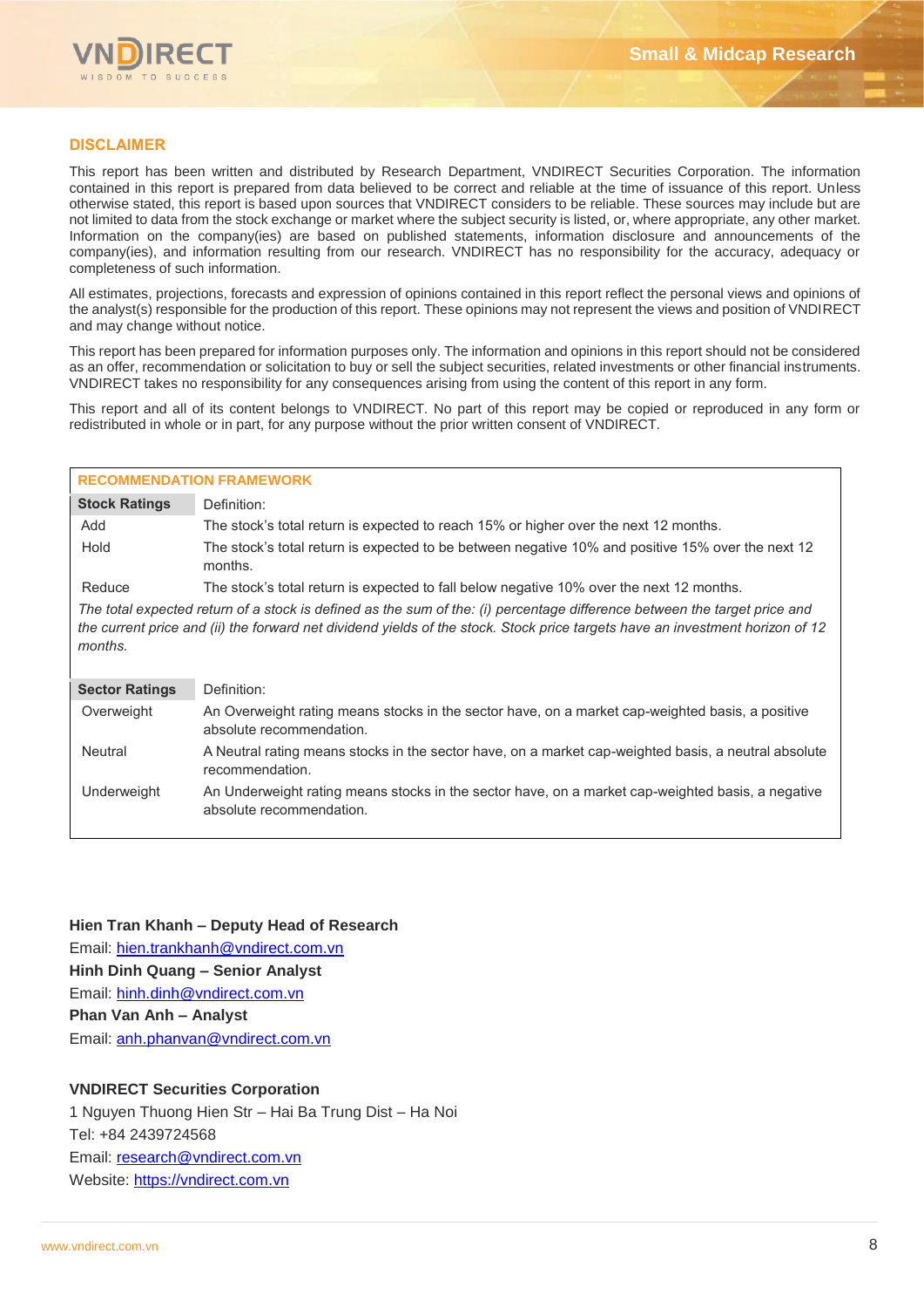## DISCLAIMER

This report has been written and distributed by Research Department, VNDIRECT Securities Corporation. The information contained in this report is prepared from data believed to be correct and reliable at the time of issuance of this report. Unless otherwise stated, this report is based upon sources that VNDIRECT considers to be reliable. These sources may include but are not limited to data from the stock exchange or market where the subject security is listed, or, where appropriate, any other market. Information on the company(ies) are based on published statements, information disclosure and announcements of the company(ies), and information resulting from our research. VNDIRECT has no responsibility for the accuracy, adequacy or completeness of such information.

All estimates, projections, forecasts and expression of opinions contained in this report reflect the personal views and opinions of the analyst(s) responsible for the production of this report. These opinions may not represent the views and position of VNDIRECT and may change without notice.

This report has been prepared for information purposes only. The information and opinions in this report should not be considered as an offer, recommendation or solicitation to buy or sell the subject securities, related investments or other financial instruments. VNDIRECT takes no responsibility for any consequences arising from using the content of this report in any form.

This report and all of its content belongs to VNDIRECT. No part of this report may be copied or reproduced in any form or redistributed in whole or in part, for any purpose without the prior written consent of VNDIRECT.

### RECOMMENDATION FRAMEWORK

| **Stock Ratings** | Definition: |
|---|---|
| Add | The stock's total return is expected to reach 15% or higher over the next 12 months. |
| Hold | The stock's total return is expected to be between negative 10% and positive 15% over the next 12 months. |
| Reduce | The stock's total return is expected to fall below negative 10% over the next 12 months. |

*The total expected return of a stock is defined as the sum of the: (i) percentage difference between the target price and the current price and (ii) the forward net dividend yields of the stock. Stock price targets have an investment horizon of 12 months.*

| **Sector Ratings** | Definition: |
|---|---|
| Overweight | An Overweight rating means stocks in the sector have, on a market cap-weighted basis, a positive absolute recommendation. |
| Neutral | A Neutral rating means stocks in the sector have, on a market cap-weighted basis, a neutral absolute recommendation. |
| Underweight | An Underweight rating means stocks in the sector have, on a market cap-weighted basis, a negative absolute recommendation. |

**Hien Tran Khanh – Deputy Head of Research**
Email: hien.trankhanh@vndirect.com.vn
**Hinh Dinh Quang – Senior Analyst**
Email: hinh.dinh@vndirect.com.vn
**Phan Van Anh – Analyst**
Email: anh.phanvan@vndirect.com.vn

**VNDIRECT Securities Corporation**
1 Nguyen Thuong Hien Str – Hai Ba Trung Dist – Ha Noi
Tel: +84 2439724568
Email: research@vndirect.com.vn
Website: https://vndirect.com.vn